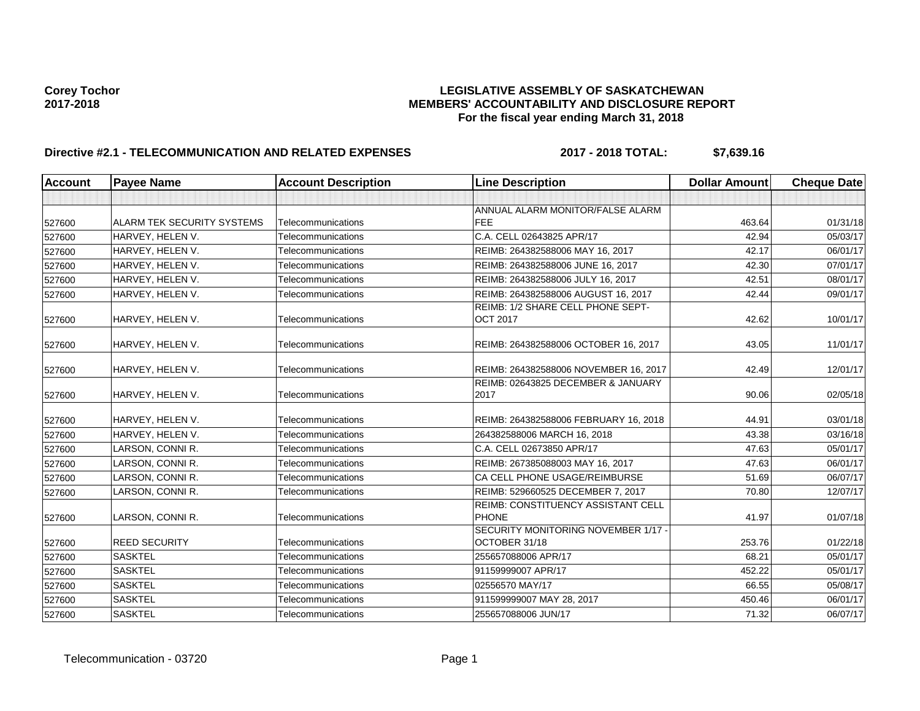**Corey Tochor**
**2017-2018**

# LEGISLATIVE ASSEMBLY OF SASKATCHEWAN
## MEMBERS' ACCOUNTABILITY AND DISCLOSURE REPORT
### For the fiscal year ending March 31, 2018

**Directive #2.1 - TELECOMMUNICATION AND RELATED EXPENSES** **2017 - 2018 TOTAL: $7,639.16**

| Account | Payee Name | Account Description | Line Description | Dollar Amount | Cheque Date |
|---|---|---|---|---|---|
| | | | | | |
| 527600 | ALARM TEK SECURITY SYSTEMS | Telecommunications | ANNUAL ALARM MONITOR/FALSE ALARM FEE | 463.64 | 01/31/18 |
| 527600 | HARVEY, HELEN V. | Telecommunications | C.A. CELL 02643825 APR/17 | 42.94 | 05/03/17 |
| 527600 | HARVEY, HELEN V. | Telecommunications | REIMB: 264382588006 MAY 16, 2017 | 42.17 | 06/01/17 |
| 527600 | HARVEY, HELEN V. | Telecommunications | REIMB: 264382588006 JUNE 16, 2017 | 42.30 | 07/01/17 |
| 527600 | HARVEY, HELEN V. | Telecommunications | REIMB: 264382588006 JULY 16, 2017 | 42.51 | 08/01/17 |
| 527600 | HARVEY, HELEN V. | Telecommunications | REIMB: 264382588006 AUGUST 16, 2017 | 42.44 | 09/01/17 |
| 527600 | HARVEY, HELEN V. | Telecommunications | REIMB: 1/2 SHARE CELL PHONE SEPT-OCT 2017 | 42.62 | 10/01/17 |
| 527600 | HARVEY, HELEN V. | Telecommunications | REIMB: 264382588006 OCTOBER 16, 2017 | 43.05 | 11/01/17 |
| 527600 | HARVEY, HELEN V. | Telecommunications | REIMB: 264382588006 NOVEMBER 16, 2017 | 42.49 | 12/01/17 |
| 527600 | HARVEY, HELEN V. | Telecommunications | REIMB: 02643825 DECEMBER & JANUARY 2017 | 90.06 | 02/05/18 |
| 527600 | HARVEY, HELEN V. | Telecommunications | REIMB: 264382588006 FEBRUARY 16, 2018 | 44.91 | 03/01/18 |
| 527600 | HARVEY, HELEN V. | Telecommunications | 264382588006 MARCH 16, 2018 | 43.38 | 03/16/18 |
| 527600 | LARSON, CONNI R. | Telecommunications | C.A. CELL 02673850 APR/17 | 47.63 | 05/01/17 |
| 527600 | LARSON, CONNI R. | Telecommunications | REIMB: 267385088003 MAY 16, 2017 | 47.63 | 06/01/17 |
| 527600 | LARSON, CONNI R. | Telecommunications | CA CELL PHONE USAGE/REIMBURSE | 51.69 | 06/07/17 |
| 527600 | LARSON, CONNI R. | Telecommunications | REIMB: 529660525 DECEMBER 7, 2017 | 70.80 | 12/07/17 |
| 527600 | LARSON, CONNI R. | Telecommunications | REIMB: CONSTITUENCY ASSISTANT CELL PHONE | 41.97 | 01/07/18 |
| 527600 | REED SECURITY | Telecommunications | SECURITY MONITORING NOVEMBER 1/17 - OCTOBER 31/18 | 253.76 | 01/22/18 |
| 527600 | SASKTEL | Telecommunications | 255657088006 APR/17 | 68.21 | 05/01/17 |
| 527600 | SASKTEL | Telecommunications | 91159999007 APR/17 | 452.22 | 05/01/17 |
| 527600 | SASKTEL | Telecommunications | 02556570 MAY/17 | 66.55 | 05/08/17 |
| 527600 | SASKTEL | Telecommunications | 911599999007 MAY 28, 2017 | 450.46 | 06/01/17 |
| 527600 | SASKTEL | Telecommunications | 255657088006 JUN/17 | 71.32 | 06/07/17 |

Telecommunication - 03720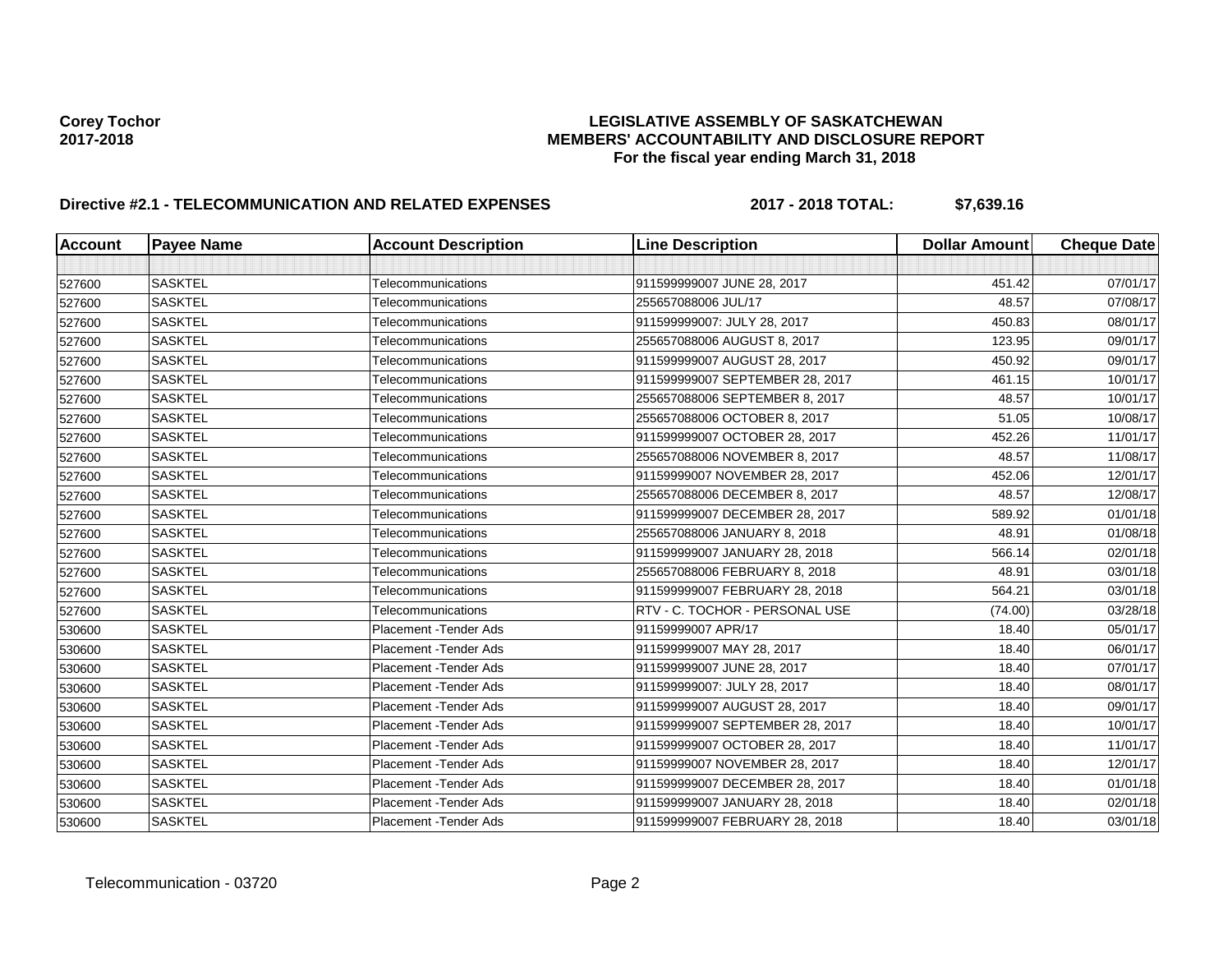**Corey Tochor**
**2017-2018**

**LEGISLATIVE ASSEMBLY OF SASKATCHEWAN**
**MEMBERS' ACCOUNTABILITY AND DISCLOSURE REPORT**
**For the fiscal year ending March 31, 2018**

**Directive #2.1 - TELECOMMUNICATION AND RELATED EXPENSES** **2017 - 2018 TOTAL: $7,639.16**

| Account | Payee Name | Account Description | Line Description | Dollar Amount | Cheque Date |
|---|---|---|---|---|---|
| | | | | | |
| 527600 | SASKTEL | Telecommunications | 911599999007 JUNE 28, 2017 | 451.42 | 07/01/17 |
| 527600 | SASKTEL | Telecommunications | 255657088006 JUL/17 | 48.57 | 07/08/17 |
| 527600 | SASKTEL | Telecommunications | 911599999007: JULY 28, 2017 | 450.83 | 08/01/17 |
| 527600 | SASKTEL | Telecommunications | 255657088006 AUGUST 8, 2017 | 123.95 | 09/01/17 |
| 527600 | SASKTEL | Telecommunications | 911599999007 AUGUST 28, 2017 | 450.92 | 09/01/17 |
| 527600 | SASKTEL | Telecommunications | 911599999007 SEPTEMBER 28, 2017 | 461.15 | 10/01/17 |
| 527600 | SASKTEL | Telecommunications | 255657088006 SEPTEMBER 8, 2017 | 48.57 | 10/01/17 |
| 527600 | SASKTEL | Telecommunications | 255657088006 OCTOBER 8, 2017 | 51.05 | 10/08/17 |
| 527600 | SASKTEL | Telecommunications | 911599999007 OCTOBER 28, 2017 | 452.26 | 11/01/17 |
| 527600 | SASKTEL | Telecommunications | 255657088006 NOVEMBER 8, 2017 | 48.57 | 11/08/17 |
| 527600 | SASKTEL | Telecommunications | 91159999007 NOVEMBER 28, 2017 | 452.06 | 12/01/17 |
| 527600 | SASKTEL | Telecommunications | 255657088006 DECEMBER 8, 2017 | 48.57 | 12/08/17 |
| 527600 | SASKTEL | Telecommunications | 911599999007 DECEMBER 28, 2017 | 589.92 | 01/01/18 |
| 527600 | SASKTEL | Telecommunications | 255657088006 JANUARY 8, 2018 | 48.91 | 01/08/18 |
| 527600 | SASKTEL | Telecommunications | 911599999007 JANUARY 28, 2018 | 566.14 | 02/01/18 |
| 527600 | SASKTEL | Telecommunications | 255657088006 FEBRUARY 8, 2018 | 48.91 | 03/01/18 |
| 527600 | SASKTEL | Telecommunications | 911599999007 FEBRUARY 28, 2018 | 564.21 | 03/01/18 |
| 527600 | SASKTEL | Telecommunications | RTV - C. TOCHOR - PERSONAL USE | (74.00) | 03/28/18 |
| 530600 | SASKTEL | Placement -Tender Ads | 91159999007 APR/17 | 18.40 | 05/01/17 |
| 530600 | SASKTEL | Placement -Tender Ads | 911599999007 MAY 28, 2017 | 18.40 | 06/01/17 |
| 530600 | SASKTEL | Placement -Tender Ads | 911599999007 JUNE 28, 2017 | 18.40 | 07/01/17 |
| 530600 | SASKTEL | Placement -Tender Ads | 911599999007: JULY 28, 2017 | 18.40 | 08/01/17 |
| 530600 | SASKTEL | Placement -Tender Ads | 911599999007 AUGUST 28, 2017 | 18.40 | 09/01/17 |
| 530600 | SASKTEL | Placement -Tender Ads | 911599999007 SEPTEMBER 28, 2017 | 18.40 | 10/01/17 |
| 530600 | SASKTEL | Placement -Tender Ads | 911599999007 OCTOBER 28, 2017 | 18.40 | 11/01/17 |
| 530600 | SASKTEL | Placement -Tender Ads | 91159999007 NOVEMBER 28, 2017 | 18.40 | 12/01/17 |
| 530600 | SASKTEL | Placement -Tender Ads | 911599999007 DECEMBER 28, 2017 | 18.40 | 01/01/18 |
| 530600 | SASKTEL | Placement -Tender Ads | 911599999007 JANUARY 28, 2018 | 18.40 | 02/01/18 |
| 530600 | SASKTEL | Placement -Tender Ads | 911599999007 FEBRUARY 28, 2018 | 18.40 | 03/01/18 |

Telecommunication - 03720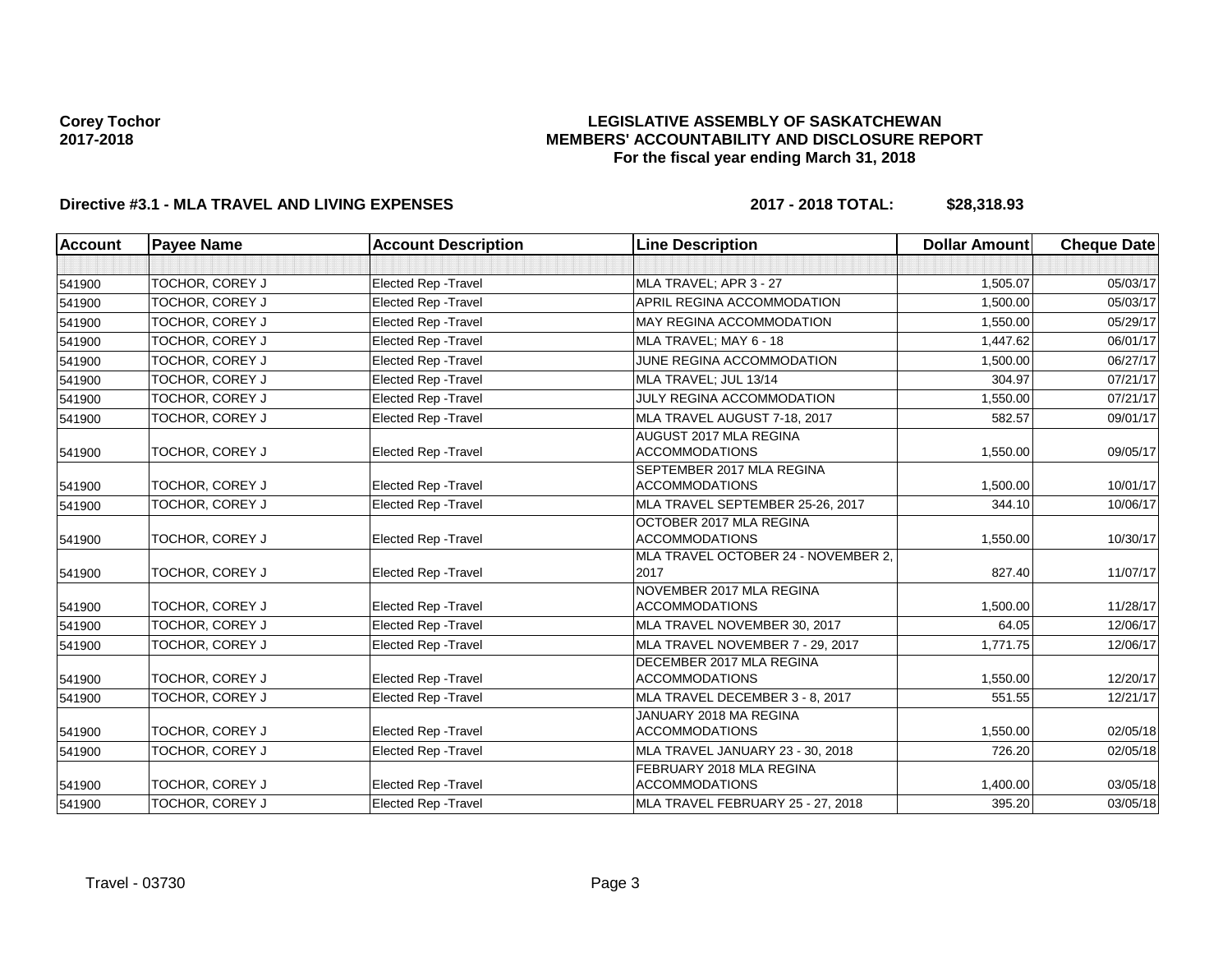**Corey Tochor**
**2017-2018**

**LEGISLATIVE ASSEMBLY OF SASKATCHEWAN**
**MEMBERS' ACCOUNTABILITY AND DISCLOSURE REPORT**
**For the fiscal year ending March 31, 2018**

**Directive #3.1 - MLA TRAVEL AND LIVING EXPENSES** **2017 - 2018 TOTAL: $28,318.93**

| Account | Payee Name | Account Description | Line Description | Dollar Amount | Cheque Date |
|---|---|---|---|---|---|
| | | | | | |
| 541900 | TOCHOR, COREY J | Elected Rep -Travel | MLA TRAVEL; APR 3 - 27 | 1,505.07 | 05/03/17 |
| 541900 | TOCHOR, COREY J | Elected Rep -Travel | APRIL REGINA ACCOMMODATION | 1,500.00 | 05/03/17 |
| 541900 | TOCHOR, COREY J | Elected Rep -Travel | MAY REGINA ACCOMMODATION | 1,550.00 | 05/29/17 |
| 541900 | TOCHOR, COREY J | Elected Rep -Travel | MLA TRAVEL; MAY 6 - 18 | 1,447.62 | 06/01/17 |
| 541900 | TOCHOR, COREY J | Elected Rep -Travel | JUNE REGINA ACCOMMODATION | 1,500.00 | 06/27/17 |
| 541900 | TOCHOR, COREY J | Elected Rep -Travel | MLA TRAVEL; JUL 13/14 | 304.97 | 07/21/17 |
| 541900 | TOCHOR, COREY J | Elected Rep -Travel | JULY REGINA ACCOMMODATION | 1,550.00 | 07/21/17 |
| 541900 | TOCHOR, COREY J | Elected Rep -Travel | MLA TRAVEL AUGUST 7-18, 2017 | 582.57 | 09/01/17 |
| 541900 | TOCHOR, COREY J | Elected Rep -Travel | AUGUST 2017 MLA REGINA ACCOMMODATIONS | 1,550.00 | 09/05/17 |
| 541900 | TOCHOR, COREY J | Elected Rep -Travel | SEPTEMBER 2017 MLA REGINA ACCOMMODATIONS | 1,500.00 | 10/01/17 |
| 541900 | TOCHOR, COREY J | Elected Rep -Travel | MLA TRAVEL SEPTEMBER 25-26, 2017 | 344.10 | 10/06/17 |
| 541900 | TOCHOR, COREY J | Elected Rep -Travel | OCTOBER 2017 MLA REGINA ACCOMMODATIONS | 1,550.00 | 10/30/17 |
| 541900 | TOCHOR, COREY J | Elected Rep -Travel | MLA TRAVEL OCTOBER 24 - NOVEMBER 2, 2017 | 827.40 | 11/07/17 |
| 541900 | TOCHOR, COREY J | Elected Rep -Travel | NOVEMBER 2017 MLA REGINA ACCOMMODATIONS | 1,500.00 | 11/28/17 |
| 541900 | TOCHOR, COREY J | Elected Rep -Travel | MLA TRAVEL NOVEMBER 30, 2017 | 64.05 | 12/06/17 |
| 541900 | TOCHOR, COREY J | Elected Rep -Travel | MLA TRAVEL NOVEMBER 7 - 29, 2017 | 1,771.75 | 12/06/17 |
| 541900 | TOCHOR, COREY J | Elected Rep -Travel | DECEMBER 2017 MLA REGINA ACCOMMODATIONS | 1,550.00 | 12/20/17 |
| 541900 | TOCHOR, COREY J | Elected Rep -Travel | MLA TRAVEL DECEMBER 3 - 8, 2017 | 551.55 | 12/21/17 |
| 541900 | TOCHOR, COREY J | Elected Rep -Travel | JANUARY 2018 MA REGINA ACCOMMODATIONS | 1,550.00 | 02/05/18 |
| 541900 | TOCHOR, COREY J | Elected Rep -Travel | MLA TRAVEL JANUARY 23 - 30, 2018 | 726.20 | 02/05/18 |
| 541900 | TOCHOR, COREY J | Elected Rep -Travel | FEBRUARY 2018 MLA REGINA ACCOMMODATIONS | 1,400.00 | 03/05/18 |
| 541900 | TOCHOR, COREY J | Elected Rep -Travel | MLA TRAVEL FEBRUARY 25 - 27, 2018 | 395.20 | 03/05/18 |

Travel - 03730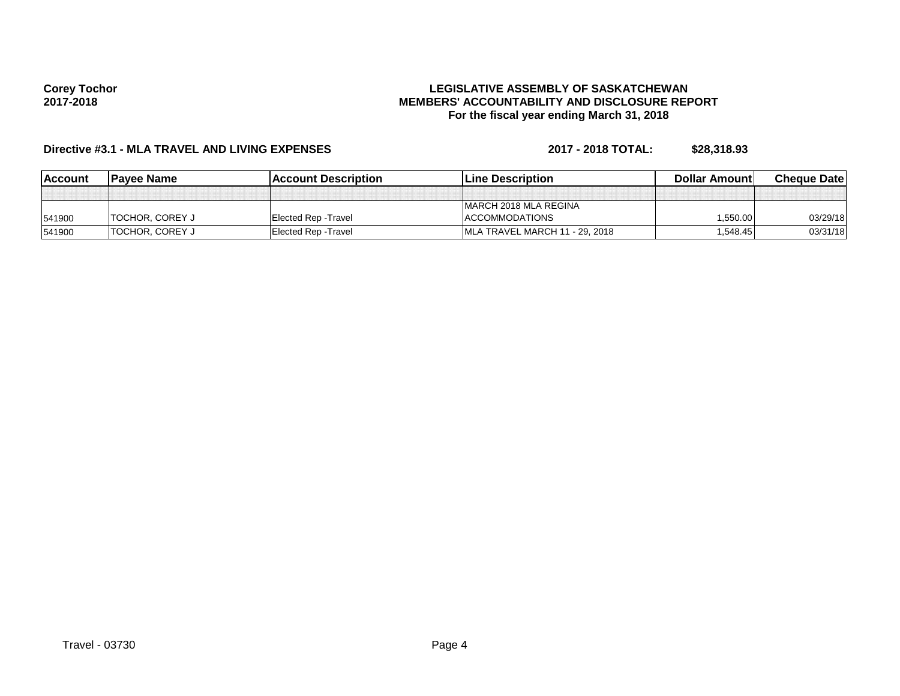**Corey Tochor**
**2017-2018**

**LEGISLATIVE ASSEMBLY OF SASKATCHEWAN**
**MEMBERS' ACCOUNTABILITY AND DISCLOSURE REPORT**
**For the fiscal year ending March 31, 2018**

**Directive #3.1 - MLA TRAVEL AND LIVING EXPENSES** **2017 - 2018 TOTAL: $28,318.93**

| Account | Payee Name | Account Description | Line Description | Dollar Amount | Cheque Date |
|---|---|---|---|---|---|
| | | | | | |
| 541900 | TOCHOR, COREY J | Elected Rep -Travel | MARCH 2018 MLA REGINA ACCOMMODATIONS | 1,550.00 | 03/29/18 |
| 541900 | TOCHOR, COREY J | Elected Rep -Travel | MLA TRAVEL MARCH 11 - 29, 2018 | 1,548.45 | 03/31/18 |

Travel - 03730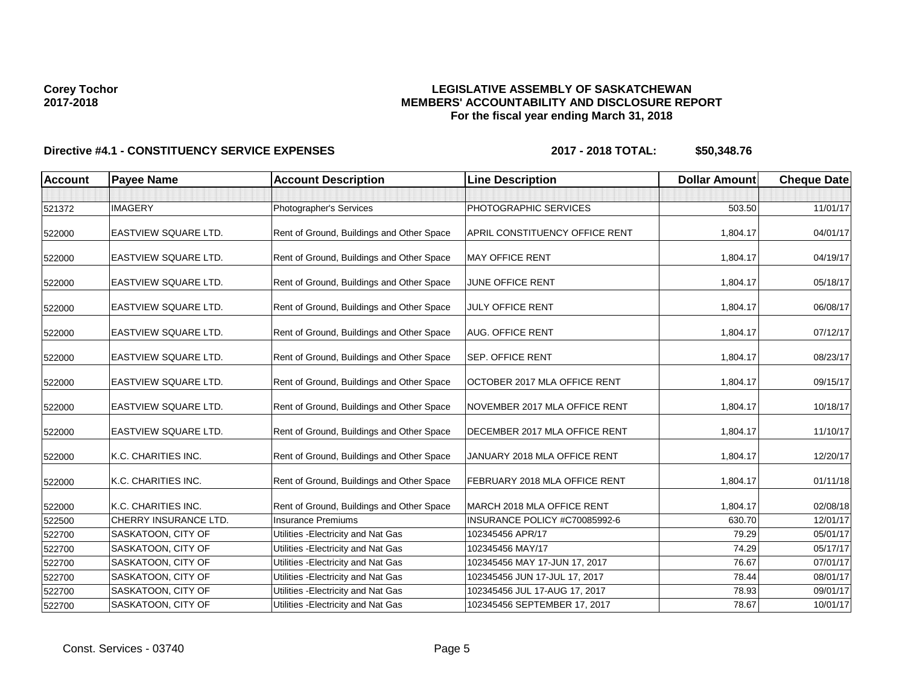**Corey Tochor**
**2017-2018**

**LEGISLATIVE ASSEMBLY OF SASKATCHEWAN**
**MEMBERS' ACCOUNTABILITY AND DISCLOSURE REPORT**
**For the fiscal year ending March 31, 2018**

**Directive #4.1 - CONSTITUENCY SERVICE EXPENSES** **2017 - 2018 TOTAL: $50,348.76**

| Account | Payee Name | Account Description | Line Description | Dollar Amount | Cheque Date |
|---|---|---|---|---|---|
| | | | | | |
| 521372 | IMAGERY | Photographer's Services | PHOTOGRAPHIC SERVICES | 503.50 | 11/01/17 |
| 522000 | EASTVIEW SQUARE LTD. | Rent of Ground, Buildings and Other Space | APRIL CONSTITUENCY OFFICE RENT | 1,804.17 | 04/01/17 |
| 522000 | EASTVIEW SQUARE LTD. | Rent of Ground, Buildings and Other Space | MAY OFFICE RENT | 1,804.17 | 04/19/17 |
| 522000 | EASTVIEW SQUARE LTD. | Rent of Ground, Buildings and Other Space | JUNE OFFICE RENT | 1,804.17 | 05/18/17 |
| 522000 | EASTVIEW SQUARE LTD. | Rent of Ground, Buildings and Other Space | JULY OFFICE RENT | 1,804.17 | 06/08/17 |
| 522000 | EASTVIEW SQUARE LTD. | Rent of Ground, Buildings and Other Space | AUG. OFFICE RENT | 1,804.17 | 07/12/17 |
| 522000 | EASTVIEW SQUARE LTD. | Rent of Ground, Buildings and Other Space | SEP. OFFICE RENT | 1,804.17 | 08/23/17 |
| 522000 | EASTVIEW SQUARE LTD. | Rent of Ground, Buildings and Other Space | OCTOBER 2017 MLA OFFICE RENT | 1,804.17 | 09/15/17 |
| 522000 | EASTVIEW SQUARE LTD. | Rent of Ground, Buildings and Other Space | NOVEMBER 2017 MLA OFFICE RENT | 1,804.17 | 10/18/17 |
| 522000 | EASTVIEW SQUARE LTD. | Rent of Ground, Buildings and Other Space | DECEMBER 2017 MLA OFFICE RENT | 1,804.17 | 11/10/17 |
| 522000 | K.C. CHARITIES INC. | Rent of Ground, Buildings and Other Space | JANUARY 2018 MLA OFFICE RENT | 1,804.17 | 12/20/17 |
| 522000 | K.C. CHARITIES INC. | Rent of Ground, Buildings and Other Space | FEBRUARY 2018 MLA OFFICE RENT | 1,804.17 | 01/11/18 |
| 522000 | K.C. CHARITIES INC. | Rent of Ground, Buildings and Other Space | MARCH 2018 MLA OFFICE RENT | 1,804.17 | 02/08/18 |
| 522500 | CHERRY INSURANCE LTD. | Insurance Premiums | INSURANCE POLICY #C70085992-6 | 630.70 | 12/01/17 |
| 522700 | SASKATOON, CITY OF | Utilities -Electricity and Nat Gas | 102345456 APR/17 | 79.29 | 05/01/17 |
| 522700 | SASKATOON, CITY OF | Utilities -Electricity and Nat Gas | 102345456 MAY/17 | 74.29 | 05/17/17 |
| 522700 | SASKATOON, CITY OF | Utilities -Electricity and Nat Gas | 102345456 MAY 17-JUN 17, 2017 | 76.67 | 07/01/17 |
| 522700 | SASKATOON, CITY OF | Utilities -Electricity and Nat Gas | 102345456 JUN 17-JUL 17, 2017 | 78.44 | 08/01/17 |
| 522700 | SASKATOON, CITY OF | Utilities -Electricity and Nat Gas | 102345456 JUL 17-AUG 17, 2017 | 78.93 | 09/01/17 |
| 522700 | SASKATOON, CITY OF | Utilities -Electricity and Nat Gas | 102345456 SEPTEMBER 17, 2017 | 78.67 | 10/01/17 |

Const. Services - 03740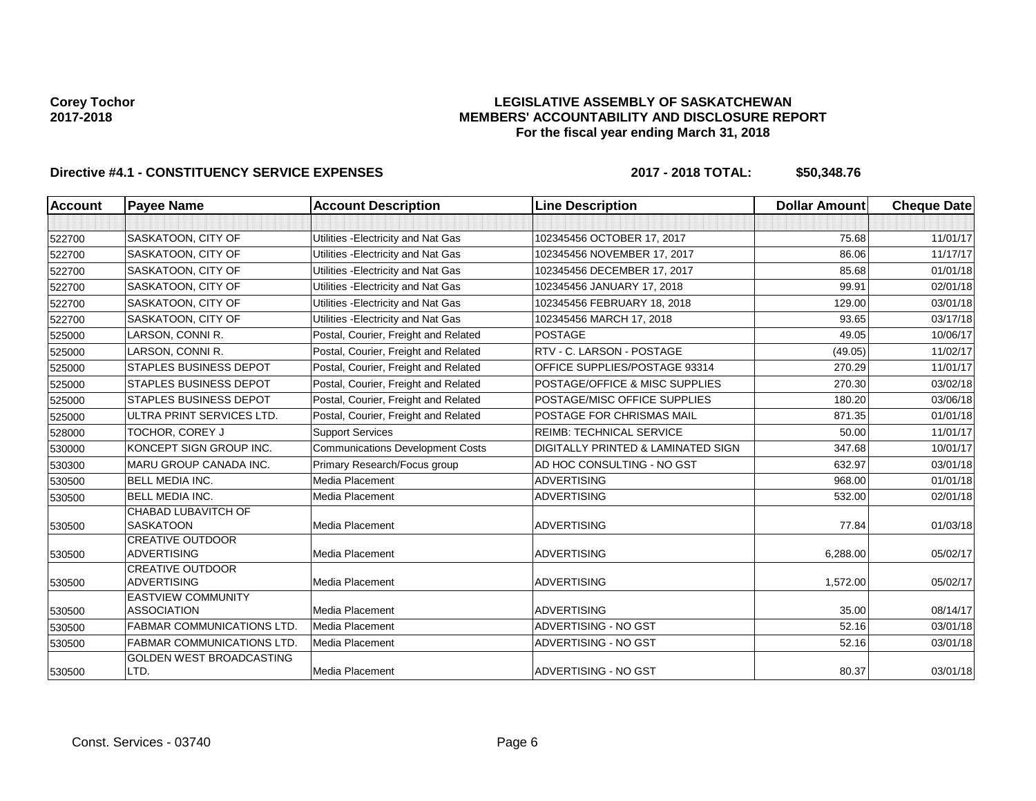**Corey Tochor**
**2017-2018**

# LEGISLATIVE ASSEMBLY OF SASKATCHEWAN
## MEMBERS' ACCOUNTABILITY AND DISCLOSURE REPORT
### For the fiscal year ending March 31, 2018

**Directive #4.1 - CONSTITUENCY SERVICE EXPENSES** **2017 - 2018 TOTAL: $50,348.76**

| Account | Payee Name | Account Description | Line Description | Dollar Amount | Cheque Date |
|---|---|---|---|---|---|
| | | | | | |
| 522700 | SASKATOON, CITY OF | Utilities -Electricity and Nat Gas | 102345456 OCTOBER 17, 2017 | 75.68 | 11/01/17 |
| 522700 | SASKATOON, CITY OF | Utilities -Electricity and Nat Gas | 102345456 NOVEMBER 17, 2017 | 86.06 | 11/17/17 |
| 522700 | SASKATOON, CITY OF | Utilities -Electricity and Nat Gas | 102345456 DECEMBER 17, 2017 | 85.68 | 01/01/18 |
| 522700 | SASKATOON, CITY OF | Utilities -Electricity and Nat Gas | 102345456 JANUARY 17, 2018 | 99.91 | 02/01/18 |
| 522700 | SASKATOON, CITY OF | Utilities -Electricity and Nat Gas | 102345456 FEBRUARY 18, 2018 | 129.00 | 03/01/18 |
| 522700 | SASKATOON, CITY OF | Utilities -Electricity and Nat Gas | 102345456 MARCH 17, 2018 | 93.65 | 03/17/18 |
| 525000 | LARSON, CONNI R. | Postal, Courier, Freight and Related | POSTAGE | 49.05 | 10/06/17 |
| 525000 | LARSON, CONNI R. | Postal, Courier, Freight and Related | RTV - C. LARSON - POSTAGE | (49.05) | 11/02/17 |
| 525000 | STAPLES BUSINESS DEPOT | Postal, Courier, Freight and Related | OFFICE SUPPLIES/POSTAGE 93314 | 270.29 | 11/01/17 |
| 525000 | STAPLES BUSINESS DEPOT | Postal, Courier, Freight and Related | POSTAGE/OFFICE & MISC SUPPLIES | 270.30 | 03/02/18 |
| 525000 | STAPLES BUSINESS DEPOT | Postal, Courier, Freight and Related | POSTAGE/MISC OFFICE SUPPLIES | 180.20 | 03/06/18 |
| 525000 | ULTRA PRINT SERVICES LTD. | Postal, Courier, Freight and Related | POSTAGE FOR CHRISMAS MAIL | 871.35 | 01/01/18 |
| 528000 | TOCHOR, COREY J | Support Services | REIMB: TECHNICAL SERVICE | 50.00 | 11/01/17 |
| 530000 | KONCEPT SIGN GROUP INC. | Communications Development Costs | DIGITALLY PRINTED & LAMINATED SIGN | 347.68 | 10/01/17 |
| 530300 | MARU GROUP CANADA INC. | Primary Research/Focus group | AD HOC CONSULTING - NO GST | 632.97 | 03/01/18 |
| 530500 | BELL MEDIA INC. | Media Placement | ADVERTISING | 968.00 | 01/01/18 |
| 530500 | BELL MEDIA INC. | Media Placement | ADVERTISING | 532.00 | 02/01/18 |
| 530500 | CHABAD LUBAVITCH OF SASKATOON | Media Placement | ADVERTISING | 77.84 | 01/03/18 |
| 530500 | CREATIVE OUTDOOR ADVERTISING | Media Placement | ADVERTISING | 6,288.00 | 05/02/17 |
| 530500 | CREATIVE OUTDOOR ADVERTISING | Media Placement | ADVERTISING | 1,572.00 | 05/02/17 |
| 530500 | EASTVIEW COMMUNITY ASSOCIATION | Media Placement | ADVERTISING | 35.00 | 08/14/17 |
| 530500 | FABMAR COMMUNICATIONS LTD. | Media Placement | ADVERTISING - NO GST | 52.16 | 03/01/18 |
| 530500 | FABMAR COMMUNICATIONS LTD. | Media Placement | ADVERTISING - NO GST | 52.16 | 03/01/18 |
| 530500 | GOLDEN WEST BROADCASTING LTD. | Media Placement | ADVERTISING - NO GST | 80.37 | 03/01/18 |

Const. Services - 03740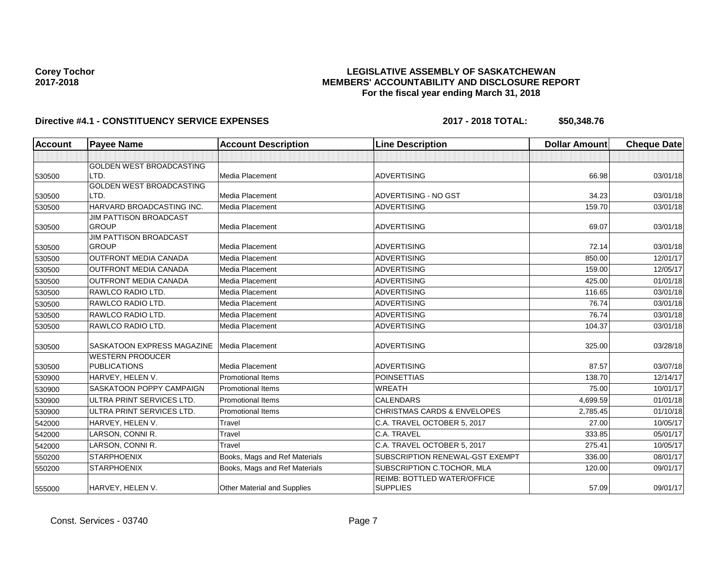**Corey Tochor**
**2017-2018**

# LEGISLATIVE ASSEMBLY OF SASKATCHEWAN
## MEMBERS' ACCOUNTABILITY AND DISCLOSURE REPORT
### For the fiscal year ending March 31, 2018

**Directive #4.1 - CONSTITUENCY SERVICE EXPENSES** **2017 - 2018 TOTAL: $50,348.76**

| Account | Payee Name | Account Description | Line Description | Dollar Amount | Cheque Date |
|---|---|---|---|---|---|
| | | | | | |
| 530500 | GOLDEN WEST BROADCASTING LTD. | Media Placement | ADVERTISING | 66.98 | 03/01/18 |
| 530500 | GOLDEN WEST BROADCASTING LTD. | Media Placement | ADVERTISING - NO GST | 34.23 | 03/01/18 |
| 530500 | HARVARD BROADCASTING INC. | Media Placement | ADVERTISING | 159.70 | 03/01/18 |
| 530500 | JIM PATTISON BROADCAST GROUP | Media Placement | ADVERTISING | 69.07 | 03/01/18 |
| 530500 | JIM PATTISON BROADCAST GROUP | Media Placement | ADVERTISING | 72.14 | 03/01/18 |
| 530500 | OUTFRONT MEDIA CANADA | Media Placement | ADVERTISING | 850.00 | 12/01/17 |
| 530500 | OUTFRONT MEDIA CANADA | Media Placement | ADVERTISING | 159.00 | 12/05/17 |
| 530500 | OUTFRONT MEDIA CANADA | Media Placement | ADVERTISING | 425.00 | 01/01/18 |
| 530500 | RAWLCO RADIO LTD. | Media Placement | ADVERTISING | 116.65 | 03/01/18 |
| 530500 | RAWLCO RADIO LTD. | Media Placement | ADVERTISING | 76.74 | 03/01/18 |
| 530500 | RAWLCO RADIO LTD. | Media Placement | ADVERTISING | 76.74 | 03/01/18 |
| 530500 | RAWLCO RADIO LTD. | Media Placement | ADVERTISING | 104.37 | 03/01/18 |
| 530500 | SASKATOON EXPRESS MAGAZINE | Media Placement | ADVERTISING | 325.00 | 03/28/18 |
| 530500 | WESTERN PRODUCER PUBLICATIONS | Media Placement | ADVERTISING | 87.57 | 03/07/18 |
| 530900 | HARVEY, HELEN V. | Promotional Items | POINSETTIAS | 138.70 | 12/14/17 |
| 530900 | SASKATOON POPPY CAMPAIGN | Promotional Items | WREATH | 75.00 | 10/01/17 |
| 530900 | ULTRA PRINT SERVICES LTD. | Promotional Items | CALENDARS | 4,699.59 | 01/01/18 |
| 530900 | ULTRA PRINT SERVICES LTD. | Promotional Items | CHRISTMAS CARDS & ENVELOPES | 2,785.45 | 01/10/18 |
| 542000 | HARVEY, HELEN V. | Travel | C.A. TRAVEL OCTOBER 5, 2017 | 27.00 | 10/05/17 |
| 542000 | LARSON, CONNI R. | Travel | C.A. TRAVEL | 333.85 | 05/01/17 |
| 542000 | LARSON, CONNI R. | Travel | C.A. TRAVEL OCTOBER 5, 2017 | 275.41 | 10/05/17 |
| 550200 | STARPHOENIX | Books, Mags and Ref Materials | SUBSCRIPTION RENEWAL-GST EXEMPT | 336.00 | 08/01/17 |
| 550200 | STARPHOENIX | Books, Mags and Ref Materials | SUBSCRIPTION C.TOCHOR, MLA | 120.00 | 09/01/17 |
| 555000 | HARVEY, HELEN V. | Other Material and Supplies | REIMB: BOTTLED WATER/OFFICE SUPPLIES | 57.09 | 09/01/17 |

Const. Services - 03740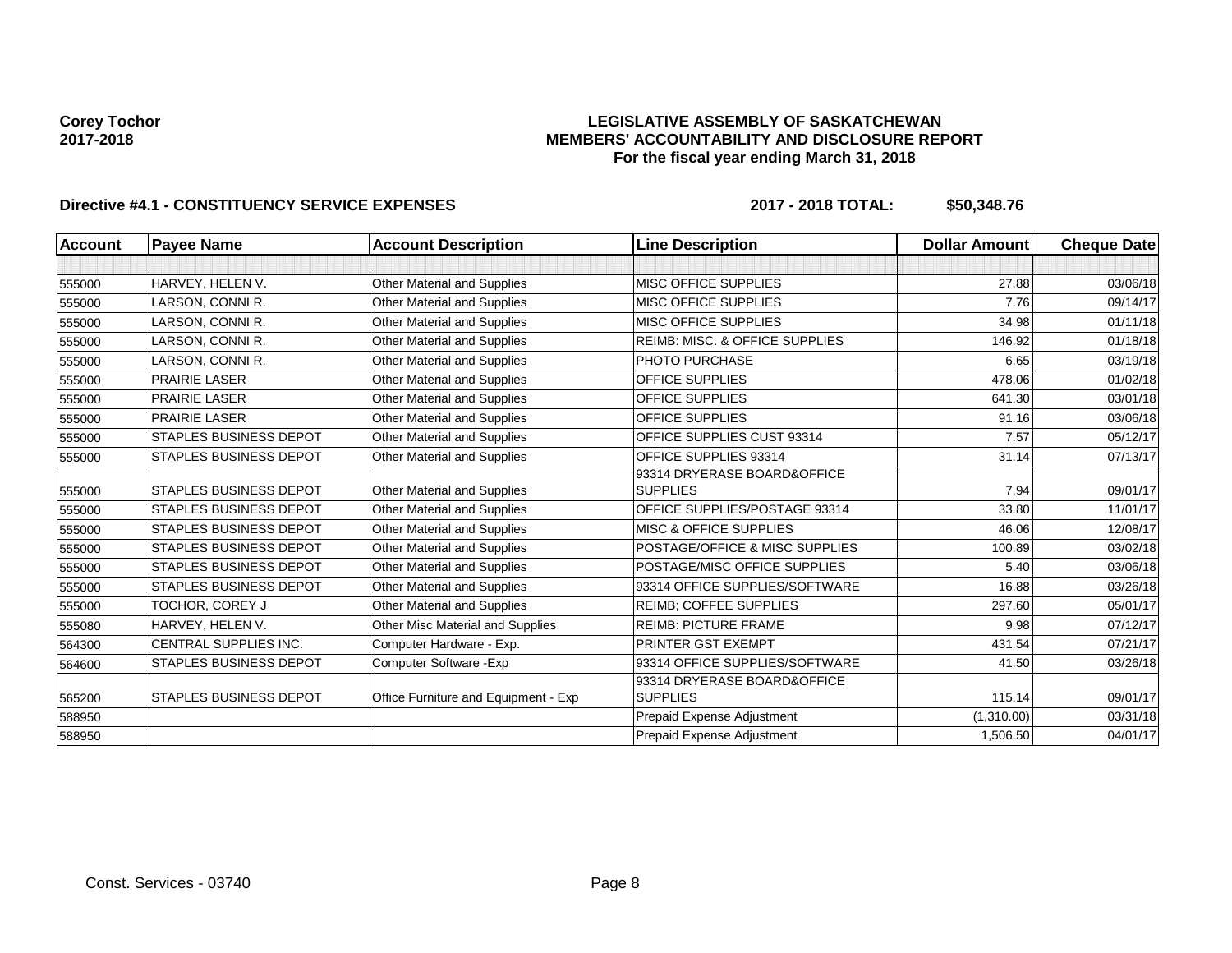**Corey Tochor**
**2017-2018**

**LEGISLATIVE ASSEMBLY OF SASKATCHEWAN**
**MEMBERS' ACCOUNTABILITY AND DISCLOSURE REPORT**
**For the fiscal year ending March 31, 2018**

**Directive #4.1 - CONSTITUENCY SERVICE EXPENSES** **2017 - 2018 TOTAL: $50,348.76**

| Account | Payee Name | Account Description | Line Description | Dollar Amount | Cheque Date |
|---|---|---|---|---|---|
| | | | | | |
| 555000 | HARVEY, HELEN V. | Other Material and Supplies | MISC OFFICE SUPPLIES | 27.88 | 03/06/18 |
| 555000 | LARSON, CONNI R. | Other Material and Supplies | MISC OFFICE SUPPLIES | 7.76 | 09/14/17 |
| 555000 | LARSON, CONNI R. | Other Material and Supplies | MISC OFFICE SUPPLIES | 34.98 | 01/11/18 |
| 555000 | LARSON, CONNI R. | Other Material and Supplies | REIMB: MISC. & OFFICE SUPPLIES | 146.92 | 01/18/18 |
| 555000 | LARSON, CONNI R. | Other Material and Supplies | PHOTO PURCHASE | 6.65 | 03/19/18 |
| 555000 | PRAIRIE LASER | Other Material and Supplies | OFFICE SUPPLIES | 478.06 | 01/02/18 |
| 555000 | PRAIRIE LASER | Other Material and Supplies | OFFICE SUPPLIES | 641.30 | 03/01/18 |
| 555000 | PRAIRIE LASER | Other Material and Supplies | OFFICE SUPPLIES | 91.16 | 03/06/18 |
| 555000 | STAPLES BUSINESS DEPOT | Other Material and Supplies | OFFICE SUPPLIES CUST 93314 | 7.57 | 05/12/17 |
| 555000 | STAPLES BUSINESS DEPOT | Other Material and Supplies | OFFICE SUPPLIES 93314 | 31.14 | 07/13/17 |
| 555000 | STAPLES BUSINESS DEPOT | Other Material and Supplies | 93314 DRYERASE BOARD&OFFICE SUPPLIES | 7.94 | 09/01/17 |
| 555000 | STAPLES BUSINESS DEPOT | Other Material and Supplies | OFFICE SUPPLIES/POSTAGE 93314 | 33.80 | 11/01/17 |
| 555000 | STAPLES BUSINESS DEPOT | Other Material and Supplies | MISC & OFFICE SUPPLIES | 46.06 | 12/08/17 |
| 555000 | STAPLES BUSINESS DEPOT | Other Material and Supplies | POSTAGE/OFFICE & MISC SUPPLIES | 100.89 | 03/02/18 |
| 555000 | STAPLES BUSINESS DEPOT | Other Material and Supplies | POSTAGE/MISC OFFICE SUPPLIES | 5.40 | 03/06/18 |
| 555000 | STAPLES BUSINESS DEPOT | Other Material and Supplies | 93314 OFFICE SUPPLIES/SOFTWARE | 16.88 | 03/26/18 |
| 555000 | TOCHOR, COREY J | Other Material and Supplies | REIMB; COFFEE SUPPLIES | 297.60 | 05/01/17 |
| 555080 | HARVEY, HELEN V. | Other Misc Material and Supplies | REIMB: PICTURE FRAME | 9.98 | 07/12/17 |
| 564300 | CENTRAL SUPPLIES INC. | Computer Hardware - Exp. | PRINTER GST EXEMPT | 431.54 | 07/21/17 |
| 564600 | STAPLES BUSINESS DEPOT | Computer Software -Exp | 93314 OFFICE SUPPLIES/SOFTWARE | 41.50 | 03/26/18 |
| 565200 | STAPLES BUSINESS DEPOT | Office Furniture and Equipment - Exp | 93314 DRYERASE BOARD&OFFICE SUPPLIES | 115.14 | 09/01/17 |
| 588950 | | | Prepaid Expense Adjustment | (1,310.00) | 03/31/18 |
| 588950 | | | Prepaid Expense Adjustment | 1,506.50 | 04/01/17 |

Const. Services - 03740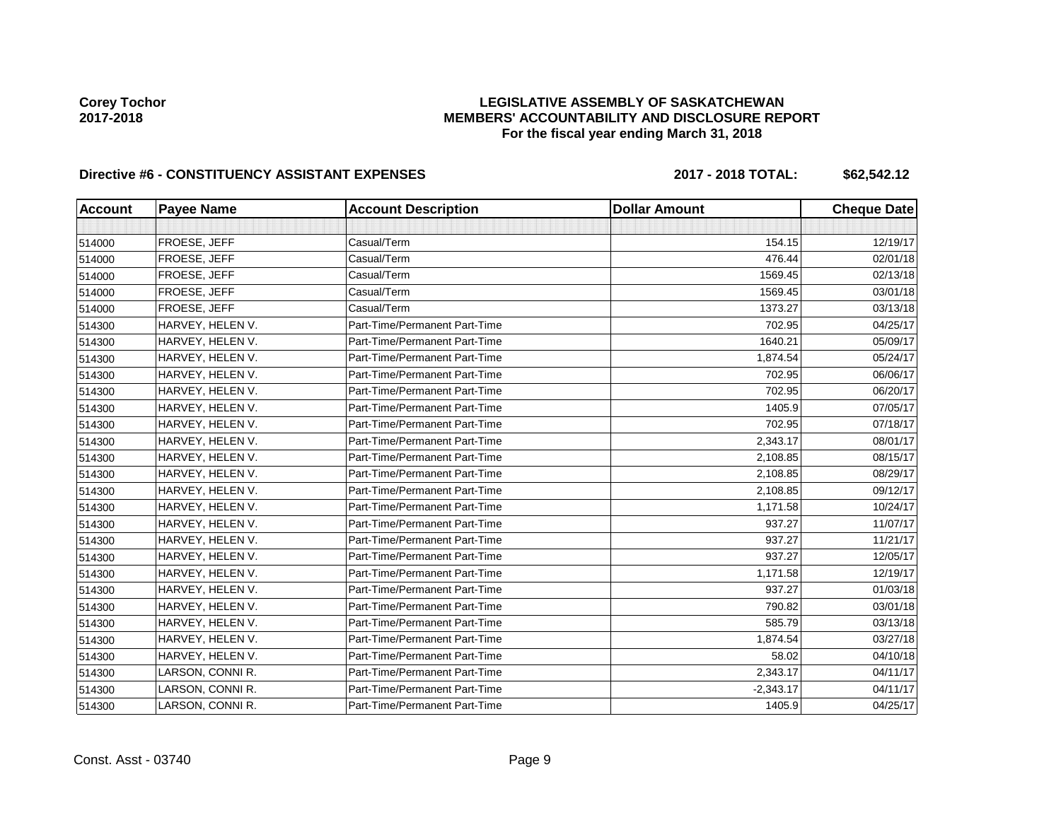**Corey Tochor**
**2017-2018**

**LEGISLATIVE ASSEMBLY OF SASKATCHEWAN**
**MEMBERS' ACCOUNTABILITY AND DISCLOSURE REPORT**
**For the fiscal year ending March 31, 2018**

**Directive #6 - CONSTITUENCY ASSISTANT EXPENSES** **2017 - 2018 TOTAL: $62,542.12**

| Account | Payee Name | Account Description | Dollar Amount | Cheque Date |
|---|---|---|---|---|
| | | | | |
| 514000 | FROESE, JEFF | Casual/Term | 154.15 | 12/19/17 |
| 514000 | FROESE, JEFF | Casual/Term | 476.44 | 02/01/18 |
| 514000 | FROESE, JEFF | Casual/Term | 1569.45 | 02/13/18 |
| 514000 | FROESE, JEFF | Casual/Term | 1569.45 | 03/01/18 |
| 514000 | FROESE, JEFF | Casual/Term | 1373.27 | 03/13/18 |
| 514300 | HARVEY, HELEN V. | Part-Time/Permanent Part-Time | 702.95 | 04/25/17 |
| 514300 | HARVEY, HELEN V. | Part-Time/Permanent Part-Time | 1640.21 | 05/09/17 |
| 514300 | HARVEY, HELEN V. | Part-Time/Permanent Part-Time | 1,874.54 | 05/24/17 |
| 514300 | HARVEY, HELEN V. | Part-Time/Permanent Part-Time | 702.95 | 06/06/17 |
| 514300 | HARVEY, HELEN V. | Part-Time/Permanent Part-Time | 702.95 | 06/20/17 |
| 514300 | HARVEY, HELEN V. | Part-Time/Permanent Part-Time | 1405.9 | 07/05/17 |
| 514300 | HARVEY, HELEN V. | Part-Time/Permanent Part-Time | 702.95 | 07/18/17 |
| 514300 | HARVEY, HELEN V. | Part-Time/Permanent Part-Time | 2,343.17 | 08/01/17 |
| 514300 | HARVEY, HELEN V. | Part-Time/Permanent Part-Time | 2,108.85 | 08/15/17 |
| 514300 | HARVEY, HELEN V. | Part-Time/Permanent Part-Time | 2,108.85 | 08/29/17 |
| 514300 | HARVEY, HELEN V. | Part-Time/Permanent Part-Time | 2,108.85 | 09/12/17 |
| 514300 | HARVEY, HELEN V. | Part-Time/Permanent Part-Time | 1,171.58 | 10/24/17 |
| 514300 | HARVEY, HELEN V. | Part-Time/Permanent Part-Time | 937.27 | 11/07/17 |
| 514300 | HARVEY, HELEN V. | Part-Time/Permanent Part-Time | 937.27 | 11/21/17 |
| 514300 | HARVEY, HELEN V. | Part-Time/Permanent Part-Time | 937.27 | 12/05/17 |
| 514300 | HARVEY, HELEN V. | Part-Time/Permanent Part-Time | 1,171.58 | 12/19/17 |
| 514300 | HARVEY, HELEN V. | Part-Time/Permanent Part-Time | 937.27 | 01/03/18 |
| 514300 | HARVEY, HELEN V. | Part-Time/Permanent Part-Time | 790.82 | 03/01/18 |
| 514300 | HARVEY, HELEN V. | Part-Time/Permanent Part-Time | 585.79 | 03/13/18 |
| 514300 | HARVEY, HELEN V. | Part-Time/Permanent Part-Time | 1,874.54 | 03/27/18 |
| 514300 | HARVEY, HELEN V. | Part-Time/Permanent Part-Time | 58.02 | 04/10/18 |
| 514300 | LARSON, CONNI R. | Part-Time/Permanent Part-Time | 2,343.17 | 04/11/17 |
| 514300 | LARSON, CONNI R. | Part-Time/Permanent Part-Time | -2,343.17 | 04/11/17 |
| 514300 | LARSON, CONNI R. | Part-Time/Permanent Part-Time | 1405.9 | 04/25/17 |

Const. Asst - 03740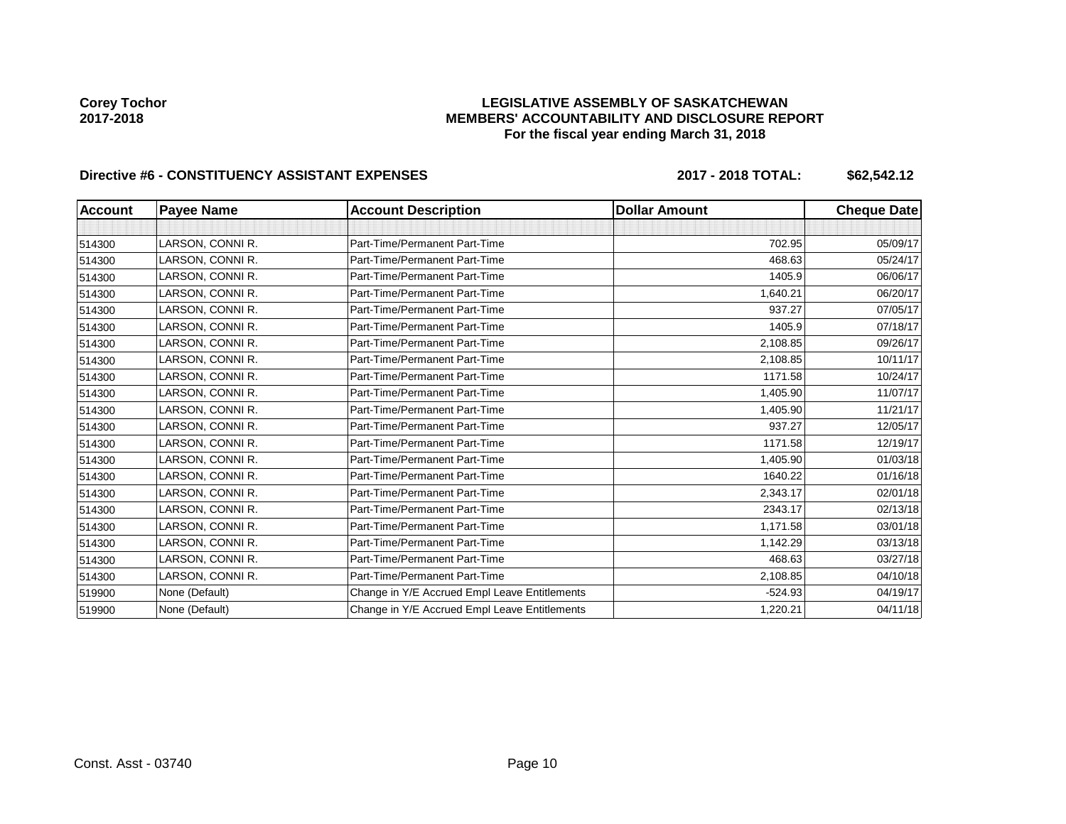**Corey Tochor**
**2017-2018**

# LEGISLATIVE ASSEMBLY OF SASKATCHEWAN
## MEMBERS' ACCOUNTABILITY AND DISCLOSURE REPORT
### For the fiscal year ending March 31, 2018

**Directive #6 - CONSTITUENCY ASSISTANT EXPENSES** **2017 - 2018 TOTAL: $62,542.12**

| Account | Payee Name | Account Description | Dollar Amount | Cheque Date |
|---|---|---|---|---|
| | | | | |
| 514300 | LARSON, CONNI R. | Part-Time/Permanent Part-Time | 702.95 | 05/09/17 |
| 514300 | LARSON, CONNI R. | Part-Time/Permanent Part-Time | 468.63 | 05/24/17 |
| 514300 | LARSON, CONNI R. | Part-Time/Permanent Part-Time | 1405.9 | 06/06/17 |
| 514300 | LARSON, CONNI R. | Part-Time/Permanent Part-Time | 1,640.21 | 06/20/17 |
| 514300 | LARSON, CONNI R. | Part-Time/Permanent Part-Time | 937.27 | 07/05/17 |
| 514300 | LARSON, CONNI R. | Part-Time/Permanent Part-Time | 1405.9 | 07/18/17 |
| 514300 | LARSON, CONNI R. | Part-Time/Permanent Part-Time | 2,108.85 | 09/26/17 |
| 514300 | LARSON, CONNI R. | Part-Time/Permanent Part-Time | 2,108.85 | 10/11/17 |
| 514300 | LARSON, CONNI R. | Part-Time/Permanent Part-Time | 1171.58 | 10/24/17 |
| 514300 | LARSON, CONNI R. | Part-Time/Permanent Part-Time | 1,405.90 | 11/07/17 |
| 514300 | LARSON, CONNI R. | Part-Time/Permanent Part-Time | 1,405.90 | 11/21/17 |
| 514300 | LARSON, CONNI R. | Part-Time/Permanent Part-Time | 937.27 | 12/05/17 |
| 514300 | LARSON, CONNI R. | Part-Time/Permanent Part-Time | 1171.58 | 12/19/17 |
| 514300 | LARSON, CONNI R. | Part-Time/Permanent Part-Time | 1,405.90 | 01/03/18 |
| 514300 | LARSON, CONNI R. | Part-Time/Permanent Part-Time | 1640.22 | 01/16/18 |
| 514300 | LARSON, CONNI R. | Part-Time/Permanent Part-Time | 2,343.17 | 02/01/18 |
| 514300 | LARSON, CONNI R. | Part-Time/Permanent Part-Time | 2343.17 | 02/13/18 |
| 514300 | LARSON, CONNI R. | Part-Time/Permanent Part-Time | 1,171.58 | 03/01/18 |
| 514300 | LARSON, CONNI R. | Part-Time/Permanent Part-Time | 1,142.29 | 03/13/18 |
| 514300 | LARSON, CONNI R. | Part-Time/Permanent Part-Time | 468.63 | 03/27/18 |
| 514300 | LARSON, CONNI R. | Part-Time/Permanent Part-Time | 2,108.85 | 04/10/18 |
| 519900 | None (Default) | Change in Y/E Accrued Empl Leave Entitlements | -524.93 | 04/19/17 |
| 519900 | None (Default) | Change in Y/E Accrued Empl Leave Entitlements | 1,220.21 | 04/11/18 |

Const. Asst - 03740